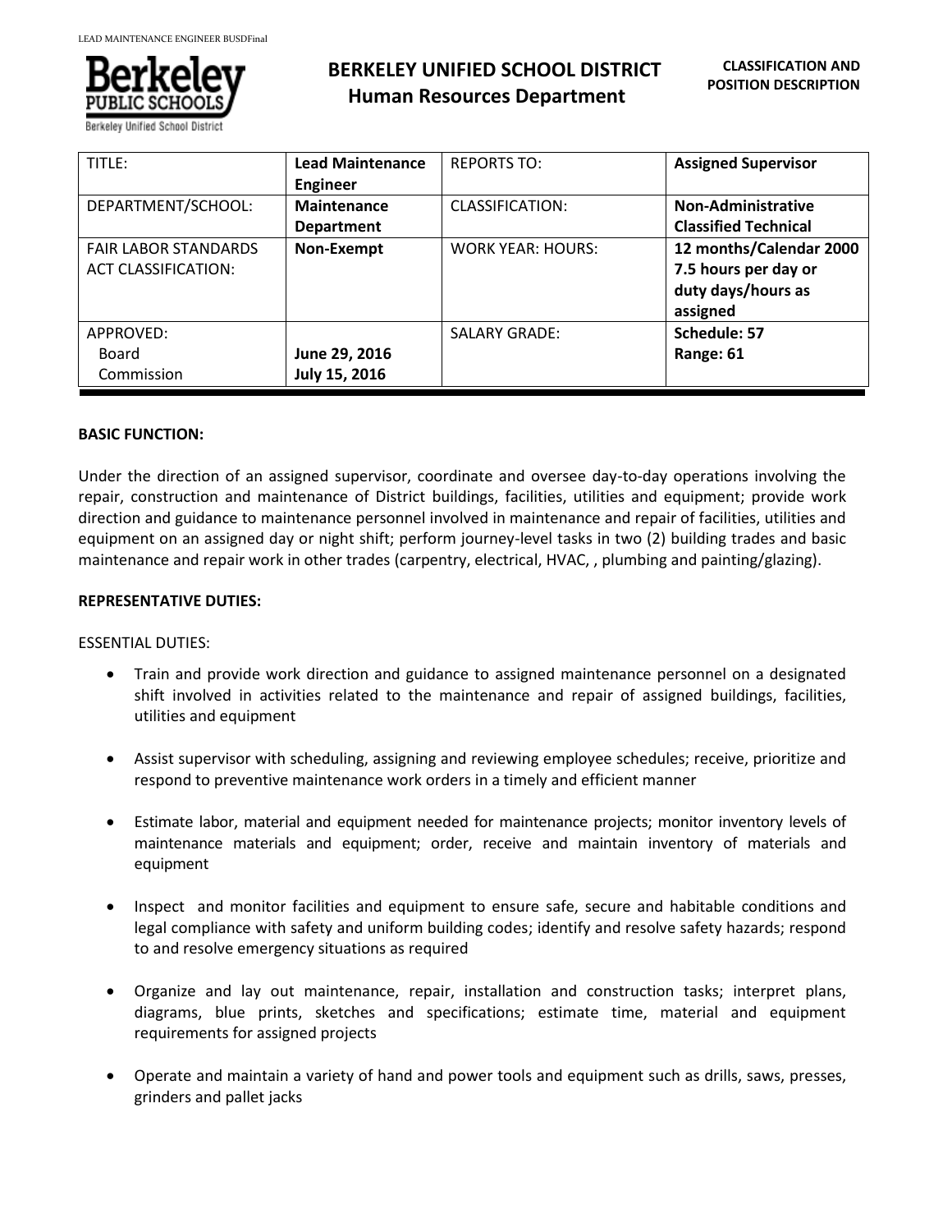**BERKELEY UNIFIED SCHOOL DISTRICT**
**Human Resources Department**

**CLASSIFICATION AND POSITION DESCRIPTION**

| | | | |
|---|---|---|---|
| TITLE: | **Lead Maintenance Engineer** | REPORTS TO: | **Assigned Supervisor** |
| DEPARTMENT/SCHOOL: | **Maintenance Department** | CLASSIFICATION: | **Non-Administrative Classified Technical** |
| FAIR LABOR STANDARDS ACT CLASSIFICATION: | **Non-Exempt** | WORK YEAR: HOURS: | **12 months/Calendar 2000 7.5 hours per day or duty days/hours as assigned** |
| APPROVED: Board Commission | **June 29, 2016 July 15, 2016** | SALARY GRADE: | **Schedule: 57 Range: 61** |

**BASIC FUNCTION:**

Under the direction of an assigned supervisor, coordinate and oversee day-to-day operations involving the repair, construction and maintenance of District buildings, facilities, utilities and equipment; provide work direction and guidance to maintenance personnel involved in maintenance and repair of facilities, utilities and equipment on an assigned day or night shift; perform journey-level tasks in two (2) building trades and basic maintenance and repair work in other trades (carpentry, electrical, HVAC, , plumbing and painting/glazing).

**REPRESENTATIVE DUTIES:**

ESSENTIAL DUTIES:

- Train and provide work direction and guidance to assigned maintenance personnel on a designated shift involved in activities related to the maintenance and repair of assigned buildings, facilities, utilities and equipment
- Assist supervisor with scheduling, assigning and reviewing employee schedules; receive, prioritize and respond to preventive maintenance work orders in a timely and efficient manner
- Estimate labor, material and equipment needed for maintenance projects; monitor inventory levels of maintenance materials and equipment; order, receive and maintain inventory of materials and equipment
- Inspect and monitor facilities and equipment to ensure safe, secure and habitable conditions and legal compliance with safety and uniform building codes; identify and resolve safety hazards; respond to and resolve emergency situations as required
- Organize and lay out maintenance, repair, installation and construction tasks; interpret plans, diagrams, blue prints, sketches and specifications; estimate time, material and equipment requirements for assigned projects
- Operate and maintain a variety of hand and power tools and equipment such as drills, saws, presses, grinders and pallet jacks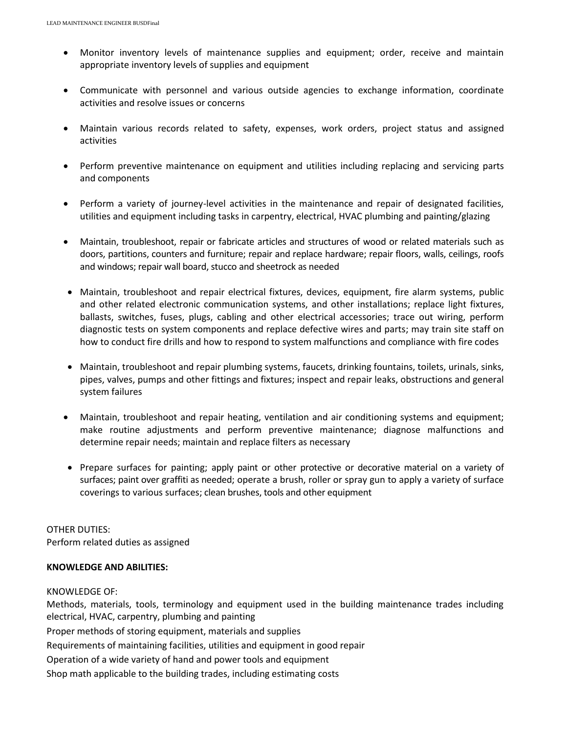- Monitor inventory levels of maintenance supplies and equipment; order, receive and maintain appropriate inventory levels of supplies and equipment

- Communicate with personnel and various outside agencies to exchange information, coordinate activities and resolve issues or concerns

- Maintain various records related to safety, expenses, work orders, project status and assigned activities

- Perform preventive maintenance on equipment and utilities including replacing and servicing parts and components

- Perform a variety of journey-level activities in the maintenance and repair of designated facilities, utilities and equipment including tasks in carpentry, electrical, HVAC plumbing and painting/glazing

- Maintain, troubleshoot, repair or fabricate articles and structures of wood or related materials such as doors, partitions, counters and furniture; repair and replace hardware; repair floors, walls, ceilings, roofs and windows; repair wall board, stucco and sheetrock as needed

- Maintain, troubleshoot and repair electrical fixtures, devices, equipment, fire alarm systems, public and other related electronic communication systems, and other installations; replace light fixtures, ballasts, switches, fuses, plugs, cabling and other electrical accessories; trace out wiring, perform diagnostic tests on system components and replace defective wires and parts; may train site staff on how to conduct fire drills and how to respond to system malfunctions and compliance with fire codes

- Maintain, troubleshoot and repair plumbing systems, faucets, drinking fountains, toilets, urinals, sinks, pipes, valves, pumps and other fittings and fixtures; inspect and repair leaks, obstructions and general system failures

- Maintain, troubleshoot and repair heating, ventilation and air conditioning systems and equipment; make routine adjustments and perform preventive maintenance; diagnose malfunctions and determine repair needs; maintain and replace filters as necessary

- Prepare surfaces for painting; apply paint or other protective or decorative material on a variety of surfaces; paint over graffiti as needed; operate a brush, roller or spray gun to apply a variety of surface coverings to various surfaces; clean brushes, tools and other equipment

OTHER DUTIES:
Perform related duties as assigned

**KNOWLEDGE AND ABILITIES:**

KNOWLEDGE OF:
Methods, materials, tools, terminology and equipment used in the building maintenance trades including electrical, HVAC, carpentry, plumbing and painting
Proper methods of storing equipment, materials and supplies
Requirements of maintaining facilities, utilities and equipment in good repair
Operation of a wide variety of hand and power tools and equipment
Shop math applicable to the building trades, including estimating costs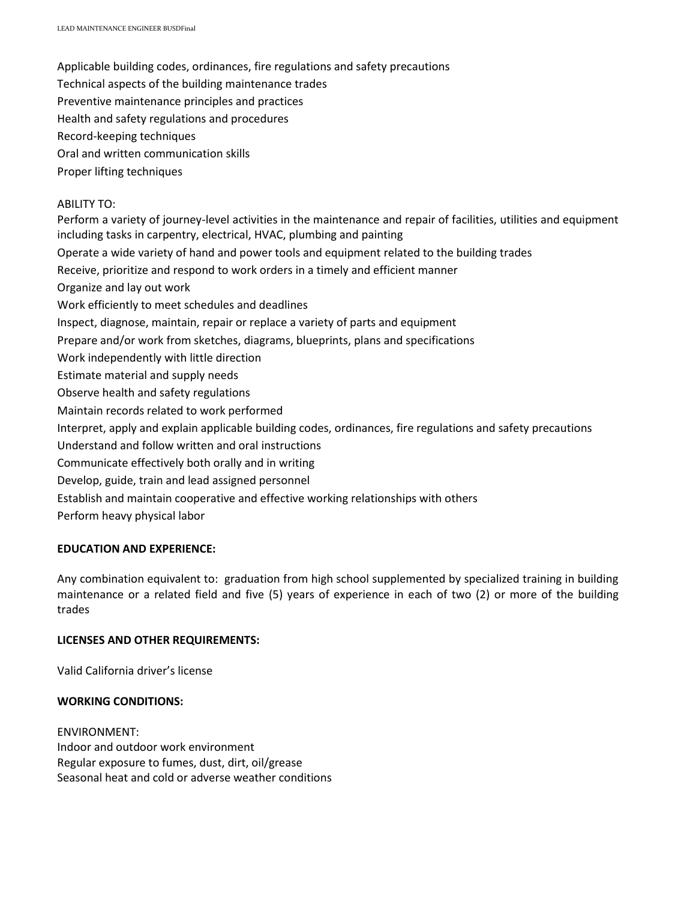Applicable building codes, ordinances, fire regulations and safety precautions
Technical aspects of the building maintenance trades
Preventive maintenance principles and practices
Health and safety regulations and procedures
Record-keeping techniques
Oral and written communication skills
Proper lifting techniques

ABILITY TO:
Perform a variety of journey-level activities in the maintenance and repair of facilities, utilities and equipment including tasks in carpentry, electrical, HVAC, plumbing and painting
Operate a wide variety of hand and power tools and equipment related to the building trades
Receive, prioritize and respond to work orders in a timely and efficient manner
Organize and lay out work
Work efficiently to meet schedules and deadlines
Inspect, diagnose, maintain, repair or replace a variety of parts and equipment
Prepare and/or work from sketches, diagrams, blueprints, plans and specifications
Work independently with little direction
Estimate material and supply needs
Observe health and safety regulations
Maintain records related to work performed
Interpret, apply and explain applicable building codes, ordinances, fire regulations and safety precautions
Understand and follow written and oral instructions
Communicate effectively both orally and in writing
Develop, guide, train and lead assigned personnel
Establish and maintain cooperative and effective working relationships with others
Perform heavy physical labor

**EDUCATION AND EXPERIENCE:**

Any combination equivalent to: graduation from high school supplemented by specialized training in building maintenance or a related field and five (5) years of experience in each of two (2) or more of the building trades

**LICENSES AND OTHER REQUIREMENTS:**

Valid California driver's license

**WORKING CONDITIONS:**

ENVIRONMENT:
Indoor and outdoor work environment
Regular exposure to fumes, dust, dirt, oil/grease
Seasonal heat and cold or adverse weather conditions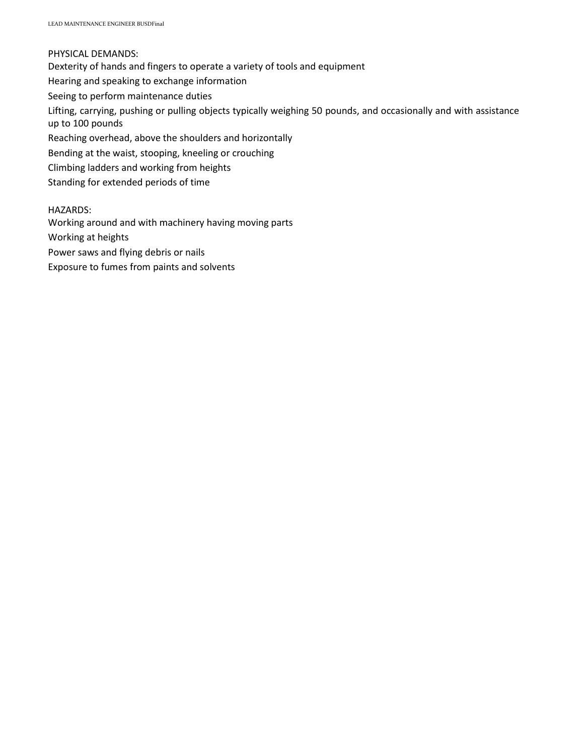PHYSICAL DEMANDS:

Dexterity of hands and fingers to operate a variety of tools and equipment

Hearing and speaking to exchange information

Seeing to perform maintenance duties

Lifting, carrying, pushing or pulling objects typically weighing 50 pounds, and occasionally and with assistance up to 100 pounds

Reaching overhead, above the shoulders and horizontally

Bending at the waist, stooping, kneeling or crouching

Climbing ladders and working from heights

Standing for extended periods of time

HAZARDS:

Working around and with machinery having moving parts

Working at heights

Power saws and flying debris or nails

Exposure to fumes from paints and solvents